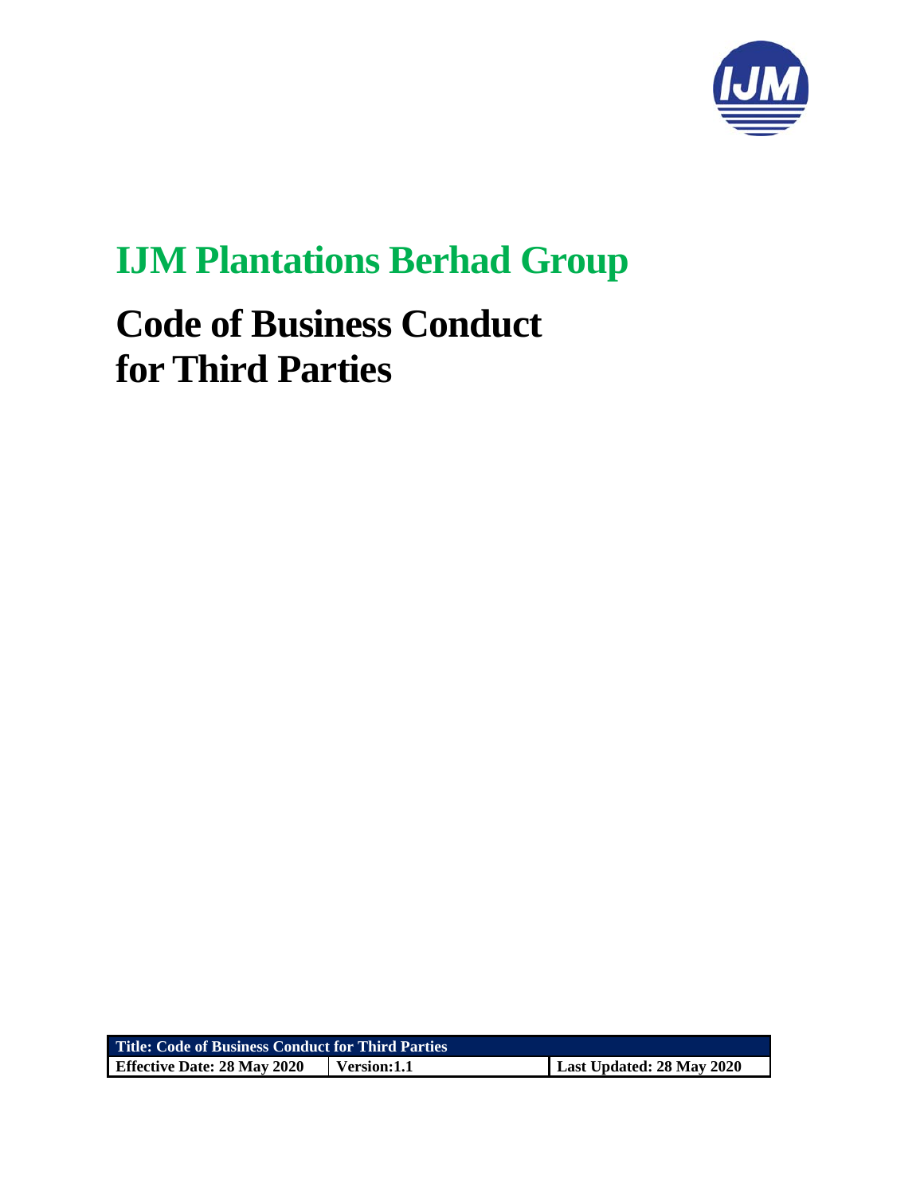# IJM Plantations Berhad Group

# Code of Business Conduct for Third Parties

| Title: Code of Business Conduct for Third Parties | | |
| --- | --- | --- |
| Effective Date: 28 May 2020 | Version:1.1 | Last Updated: 28 May 2020 |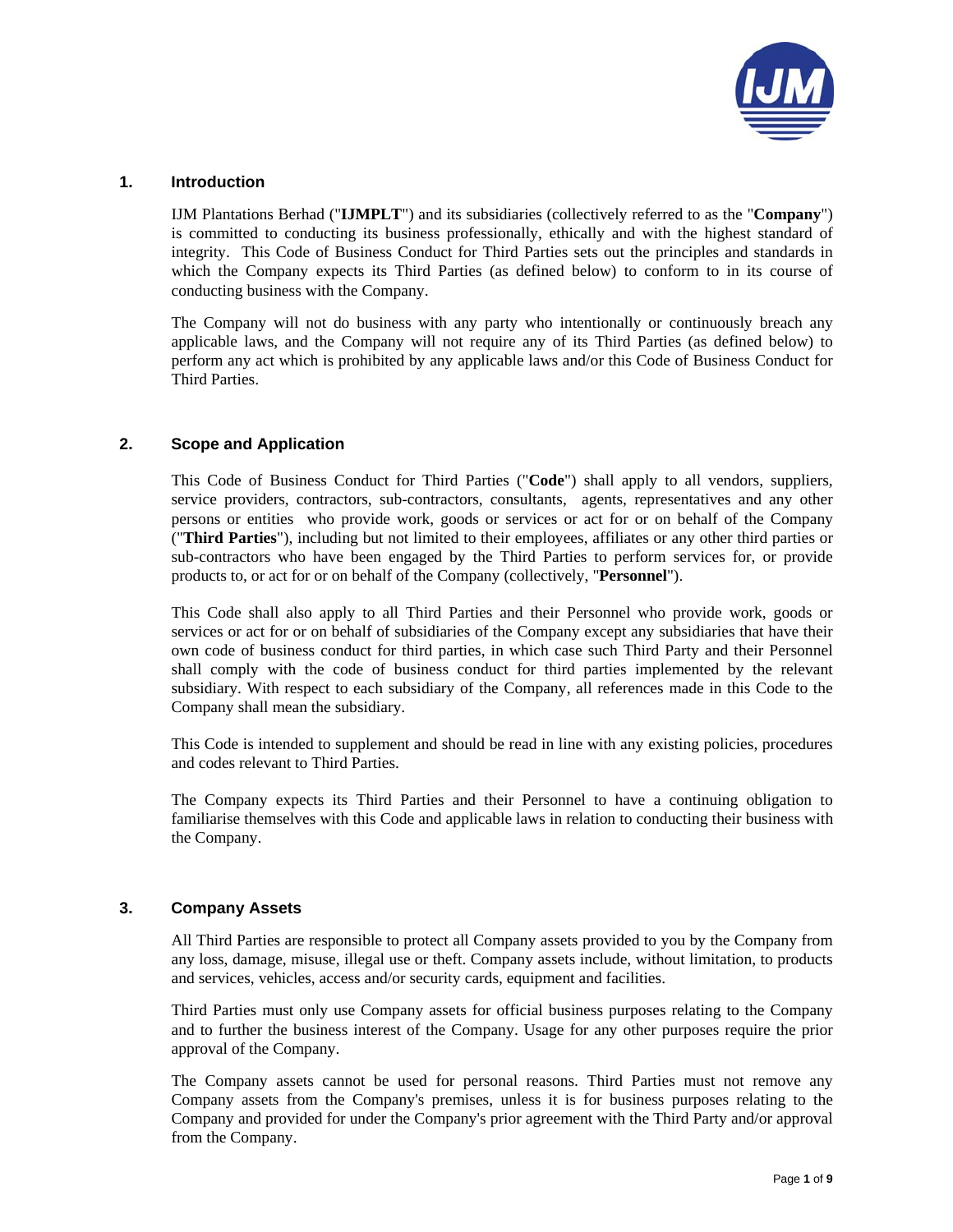## 1. Introduction

IJM Plantations Berhad ("**IJMPLT**") and its subsidiaries (collectively referred to as the "**Company**") is committed to conducting its business professionally, ethically and with the highest standard of integrity. This Code of Business Conduct for Third Parties sets out the principles and standards in which the Company expects its Third Parties (as defined below) to conform to in its course of conducting business with the Company.

The Company will not do business with any party who intentionally or continuously breach any applicable laws, and the Company will not require any of its Third Parties (as defined below) to perform any act which is prohibited by any applicable laws and/or this Code of Business Conduct for Third Parties.

## 2. Scope and Application

This Code of Business Conduct for Third Parties ("**Code**") shall apply to all vendors, suppliers, service providers, contractors, sub-contractors, consultants, agents, representatives and any other persons or entities who provide work, goods or services or act for or on behalf of the Company ("**Third Parties**"), including but not limited to their employees, affiliates or any other third parties or sub-contractors who have been engaged by the Third Parties to perform services for, or provide products to, or act for or on behalf of the Company (collectively, "**Personnel**").

This Code shall also apply to all Third Parties and their Personnel who provide work, goods or services or act for or on behalf of subsidiaries of the Company except any subsidiaries that have their own code of business conduct for third parties, in which case such Third Party and their Personnel shall comply with the code of business conduct for third parties implemented by the relevant subsidiary. With respect to each subsidiary of the Company, all references made in this Code to the Company shall mean the subsidiary.

This Code is intended to supplement and should be read in line with any existing policies, procedures and codes relevant to Third Parties.

The Company expects its Third Parties and their Personnel to have a continuing obligation to familiarise themselves with this Code and applicable laws in relation to conducting their business with the Company.

## 3. Company Assets

All Third Parties are responsible to protect all Company assets provided to you by the Company from any loss, damage, misuse, illegal use or theft. Company assets include, without limitation, to products and services, vehicles, access and/or security cards, equipment and facilities.

Third Parties must only use Company assets for official business purposes relating to the Company and to further the business interest of the Company. Usage for any other purposes require the prior approval of the Company.

The Company assets cannot be used for personal reasons. Third Parties must not remove any Company assets from the Company's premises, unless it is for business purposes relating to the Company and provided for under the Company's prior agreement with the Third Party and/or approval from the Company.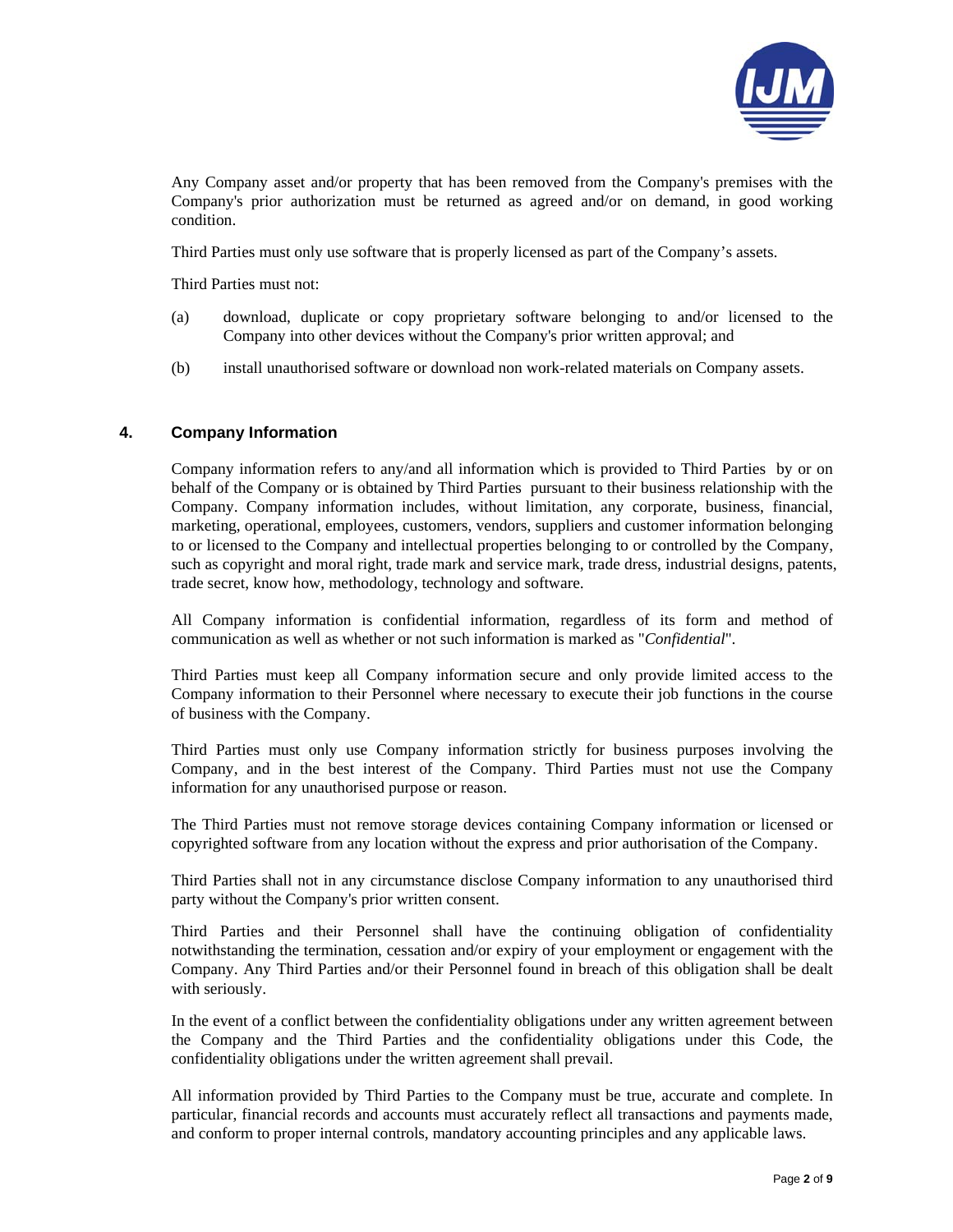Any Company asset and/or property that has been removed from the Company's premises with the Company's prior authorization must be returned as agreed and/or on demand, in good working condition.

Third Parties must only use software that is properly licensed as part of the Company's assets.

Third Parties must not:

(a) download, duplicate or copy proprietary software belonging to and/or licensed to the Company into other devices without the Company's prior written approval; and

(b) install unauthorised software or download non work-related materials on Company assets.

## 4. Company Information

Company information refers to any/and all information which is provided to Third Parties by or on behalf of the Company or is obtained by Third Parties pursuant to their business relationship with the Company. Company information includes, without limitation, any corporate, business, financial, marketing, operational, employees, customers, vendors, suppliers and customer information belonging to or licensed to the Company and intellectual properties belonging to or controlled by the Company, such as copyright and moral right, trade mark and service mark, trade dress, industrial designs, patents, trade secret, know how, methodology, technology and software.

All Company information is confidential information, regardless of its form and method of communication as well as whether or not such information is marked as "*Confidential*".

Third Parties must keep all Company information secure and only provide limited access to the Company information to their Personnel where necessary to execute their job functions in the course of business with the Company.

Third Parties must only use Company information strictly for business purposes involving the Company, and in the best interest of the Company. Third Parties must not use the Company information for any unauthorised purpose or reason.

The Third Parties must not remove storage devices containing Company information or licensed or copyrighted software from any location without the express and prior authorisation of the Company.

Third Parties shall not in any circumstance disclose Company information to any unauthorised third party without the Company's prior written consent.

Third Parties and their Personnel shall have the continuing obligation of confidentiality notwithstanding the termination, cessation and/or expiry of your employment or engagement with the Company. Any Third Parties and/or their Personnel found in breach of this obligation shall be dealt with seriously.

In the event of a conflict between the confidentiality obligations under any written agreement between the Company and the Third Parties and the confidentiality obligations under this Code, the confidentiality obligations under the written agreement shall prevail.

All information provided by Third Parties to the Company must be true, accurate and complete. In particular, financial records and accounts must accurately reflect all transactions and payments made, and conform to proper internal controls, mandatory accounting principles and any applicable laws.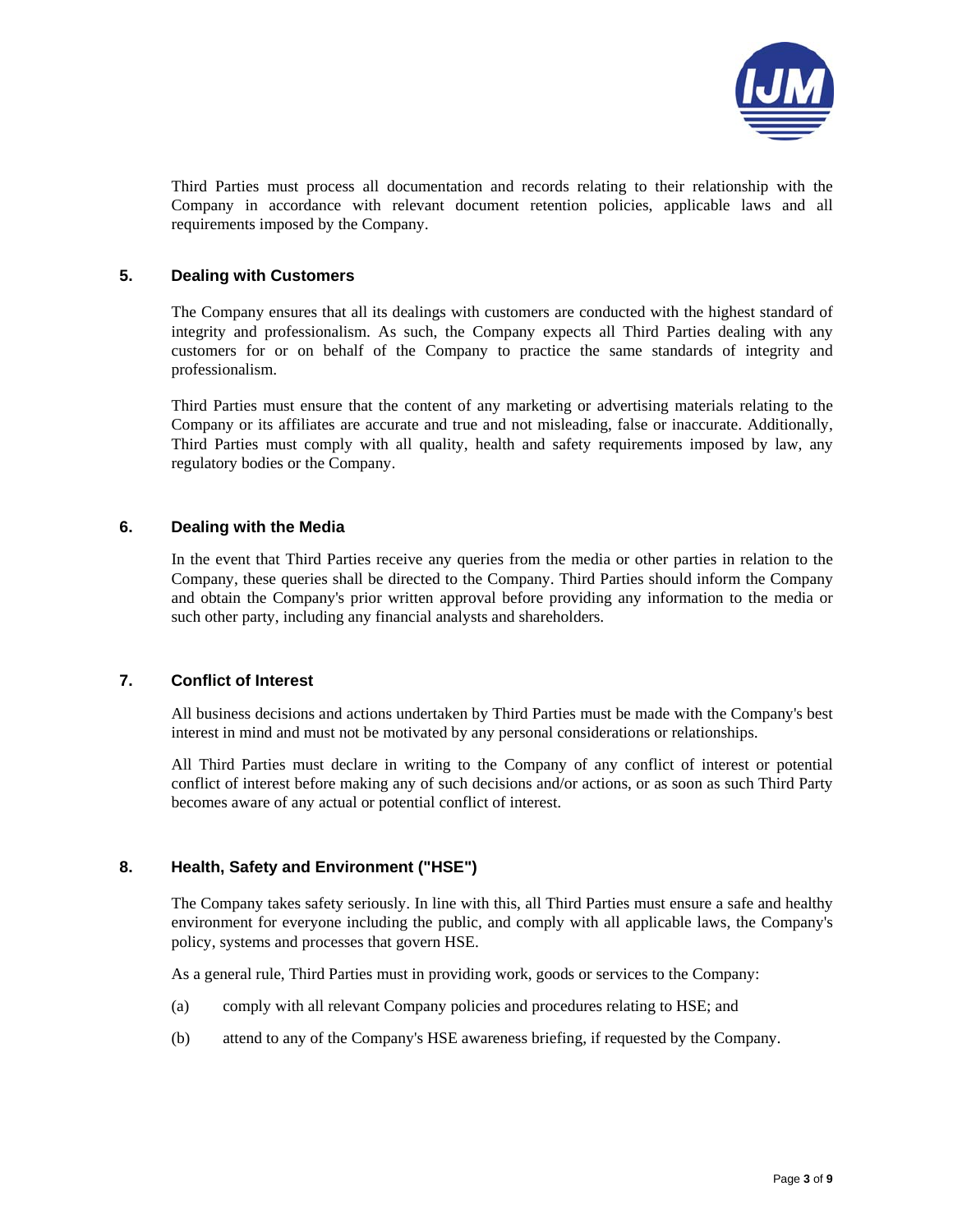Third Parties must process all documentation and records relating to their relationship with the Company in accordance with relevant document retention policies, applicable laws and all requirements imposed by the Company.

## 5. Dealing with Customers

The Company ensures that all its dealings with customers are conducted with the highest standard of integrity and professionalism. As such, the Company expects all Third Parties dealing with any customers for or on behalf of the Company to practice the same standards of integrity and professionalism.

Third Parties must ensure that the content of any marketing or advertising materials relating to the Company or its affiliates are accurate and true and not misleading, false or inaccurate. Additionally, Third Parties must comply with all quality, health and safety requirements imposed by law, any regulatory bodies or the Company.

## 6. Dealing with the Media

In the event that Third Parties receive any queries from the media or other parties in relation to the Company, these queries shall be directed to the Company. Third Parties should inform the Company and obtain the Company's prior written approval before providing any information to the media or such other party, including any financial analysts and shareholders.

## 7. Conflict of Interest

All business decisions and actions undertaken by Third Parties must be made with the Company's best interest in mind and must not be motivated by any personal considerations or relationships.

All Third Parties must declare in writing to the Company of any conflict of interest or potential conflict of interest before making any of such decisions and/or actions, or as soon as such Third Party becomes aware of any actual or potential conflict of interest.

## 8. Health, Safety and Environment ("HSE")

The Company takes safety seriously. In line with this, all Third Parties must ensure a safe and healthy environment for everyone including the public, and comply with all applicable laws, the Company's policy, systems and processes that govern HSE.

As a general rule, Third Parties must in providing work, goods or services to the Company:

(a) comply with all relevant Company policies and procedures relating to HSE; and

(b) attend to any of the Company's HSE awareness briefing, if requested by the Company.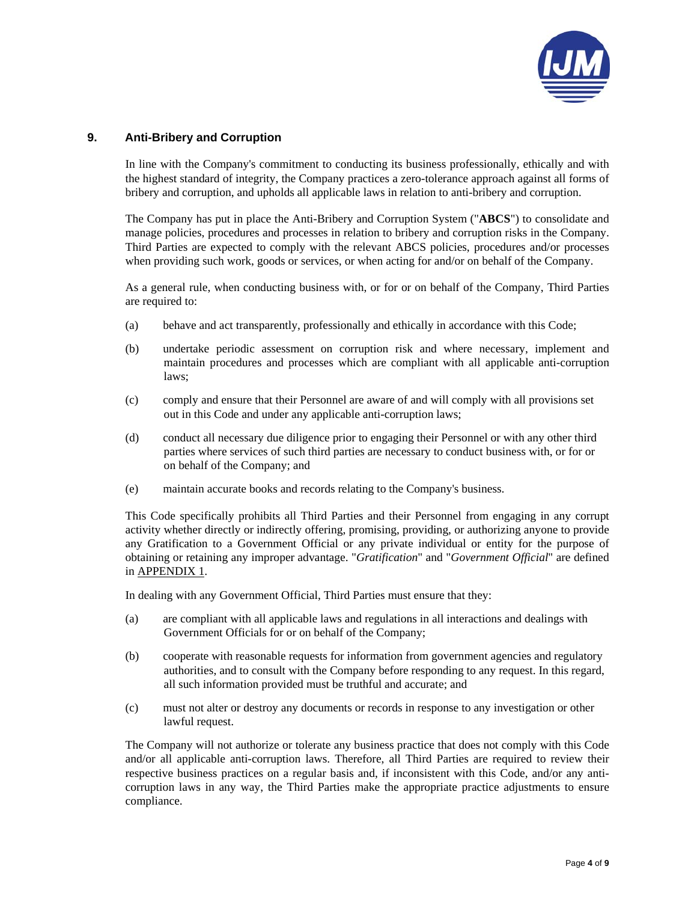## 9. Anti-Bribery and Corruption

In line with the Company's commitment to conducting its business professionally, ethically and with the highest standard of integrity, the Company practices a zero-tolerance approach against all forms of bribery and corruption, and upholds all applicable laws in relation to anti-bribery and corruption.

The Company has put in place the Anti-Bribery and Corruption System ("**ABCS**") to consolidate and manage policies, procedures and processes in relation to bribery and corruption risks in the Company. Third Parties are expected to comply with the relevant ABCS policies, procedures and/or processes when providing such work, goods or services, or when acting for and/or on behalf of the Company.

As a general rule, when conducting business with, or for or on behalf of the Company, Third Parties are required to:

(a) behave and act transparently, professionally and ethically in accordance with this Code;

(b) undertake periodic assessment on corruption risk and where necessary, implement and maintain procedures and processes which are compliant with all applicable anti-corruption laws;

(c) comply and ensure that their Personnel are aware of and will comply with all provisions set out in this Code and under any applicable anti-corruption laws;

(d) conduct all necessary due diligence prior to engaging their Personnel or with any other third parties where services of such third parties are necessary to conduct business with, or for or on behalf of the Company; and

(e) maintain accurate books and records relating to the Company's business.

This Code specifically prohibits all Third Parties and their Personnel from engaging in any corrupt activity whether directly or indirectly offering, promising, providing, or authorizing anyone to provide any Gratification to a Government Official or any private individual or entity for the purpose of obtaining or retaining any improper advantage. "*Gratification*" and "*Government Official*" are defined in APPENDIX 1.

In dealing with any Government Official, Third Parties must ensure that they:

(a) are compliant with all applicable laws and regulations in all interactions and dealings with Government Officials for or on behalf of the Company;

(b) cooperate with reasonable requests for information from government agencies and regulatory authorities, and to consult with the Company before responding to any request. In this regard, all such information provided must be truthful and accurate; and

(c) must not alter or destroy any documents or records in response to any investigation or other lawful request.

The Company will not authorize or tolerate any business practice that does not comply with this Code and/or all applicable anti-corruption laws. Therefore, all Third Parties are required to review their respective business practices on a regular basis and, if inconsistent with this Code, and/or any anti-corruption laws in any way, the Third Parties make the appropriate practice adjustments to ensure compliance.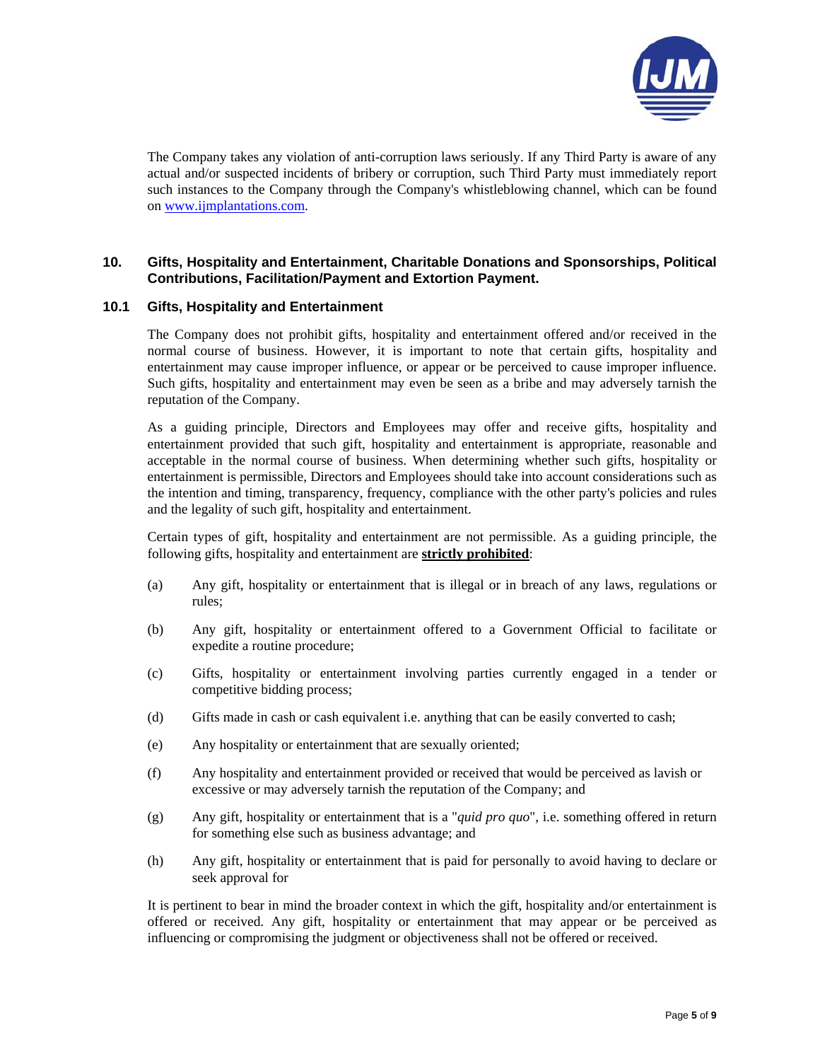The Company takes any violation of anti-corruption laws seriously. If any Third Party is aware of any actual and/or suspected incidents of bribery or corruption, such Third Party must immediately report such instances to the Company through the Company's whistleblowing channel, which can be found on www.ijmplantations.com.

## 10. Gifts, Hospitality and Entertainment, Charitable Donations and Sponsorships, Political Contributions, Facilitation/Payment and Extortion Payment.

### 10.1 Gifts, Hospitality and Entertainment

The Company does not prohibit gifts, hospitality and entertainment offered and/or received in the normal course of business. However, it is important to note that certain gifts, hospitality and entertainment may cause improper influence, or appear or be perceived to cause improper influence. Such gifts, hospitality and entertainment may even be seen as a bribe and may adversely tarnish the reputation of the Company.

As a guiding principle, Directors and Employees may offer and receive gifts, hospitality and entertainment provided that such gift, hospitality and entertainment is appropriate, reasonable and acceptable in the normal course of business. When determining whether such gifts, hospitality or entertainment is permissible, Directors and Employees should take into account considerations such as the intention and timing, transparency, frequency, compliance with the other party's policies and rules and the legality of such gift, hospitality and entertainment.

Certain types of gift, hospitality and entertainment are not permissible. As a guiding principle, the following gifts, hospitality and entertainment are **strictly prohibited**:

(a) Any gift, hospitality or entertainment that is illegal or in breach of any laws, regulations or rules;

(b) Any gift, hospitality or entertainment offered to a Government Official to facilitate or expedite a routine procedure;

(c) Gifts, hospitality or entertainment involving parties currently engaged in a tender or competitive bidding process;

(d) Gifts made in cash or cash equivalent i.e. anything that can be easily converted to cash;

(e) Any hospitality or entertainment that are sexually oriented;

(f) Any hospitality and entertainment provided or received that would be perceived as lavish or excessive or may adversely tarnish the reputation of the Company; and

(g) Any gift, hospitality or entertainment that is a "*quid pro quo*", i.e. something offered in return for something else such as business advantage; and

(h) Any gift, hospitality or entertainment that is paid for personally to avoid having to declare or seek approval for

It is pertinent to bear in mind the broader context in which the gift, hospitality and/or entertainment is offered or received. Any gift, hospitality or entertainment that may appear or be perceived as influencing or compromising the judgment or objectiveness shall not be offered or received.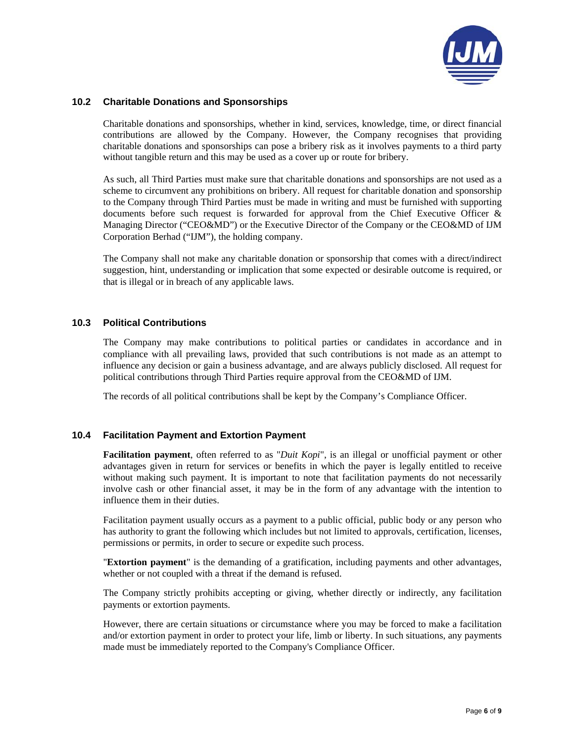### 10.2 Charitable Donations and Sponsorships

Charitable donations and sponsorships, whether in kind, services, knowledge, time, or direct financial contributions are allowed by the Company. However, the Company recognises that providing charitable donations and sponsorships can pose a bribery risk as it involves payments to a third party without tangible return and this may be used as a cover up or route for bribery.

As such, all Third Parties must make sure that charitable donations and sponsorships are not used as a scheme to circumvent any prohibitions on bribery. All request for charitable donation and sponsorship to the Company through Third Parties must be made in writing and must be furnished with supporting documents before such request is forwarded for approval from the Chief Executive Officer & Managing Director ("CEO&MD") or the Executive Director of the Company or the CEO&MD of IJM Corporation Berhad ("IJM"), the holding company.

The Company shall not make any charitable donation or sponsorship that comes with a direct/indirect suggestion, hint, understanding or implication that some expected or desirable outcome is required, or that is illegal or in breach of any applicable laws.

### 10.3 Political Contributions

The Company may make contributions to political parties or candidates in accordance and in compliance with all prevailing laws, provided that such contributions is not made as an attempt to influence any decision or gain a business advantage, and are always publicly disclosed. All request for political contributions through Third Parties require approval from the CEO&MD of IJM.

The records of all political contributions shall be kept by the Company's Compliance Officer.

### 10.4 Facilitation Payment and Extortion Payment

**Facilitation payment**, often referred to as "*Duit Kopi*", is an illegal or unofficial payment or other advantages given in return for services or benefits in which the payer is legally entitled to receive without making such payment. It is important to note that facilitation payments do not necessarily involve cash or other financial asset, it may be in the form of any advantage with the intention to influence them in their duties.

Facilitation payment usually occurs as a payment to a public official, public body or any person who has authority to grant the following which includes but not limited to approvals, certification, licenses, permissions or permits, in order to secure or expedite such process.

"**Extortion payment**" is the demanding of a gratification, including payments and other advantages, whether or not coupled with a threat if the demand is refused.

The Company strictly prohibits accepting or giving, whether directly or indirectly, any facilitation payments or extortion payments.

However, there are certain situations or circumstance where you may be forced to make a facilitation and/or extortion payment in order to protect your life, limb or liberty. In such situations, any payments made must be immediately reported to the Company's Compliance Officer.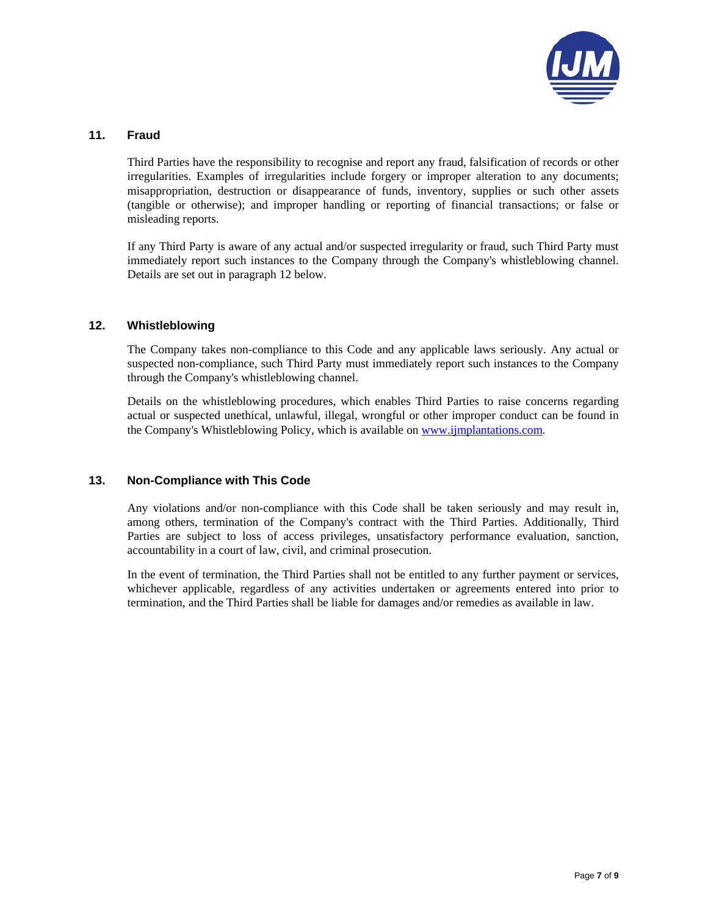## 11. Fraud

Third Parties have the responsibility to recognise and report any fraud, falsification of records or other irregularities. Examples of irregularities include forgery or improper alteration to any documents; misappropriation, destruction or disappearance of funds, inventory, supplies or such other assets (tangible or otherwise); and improper handling or reporting of financial transactions; or false or misleading reports.

If any Third Party is aware of any actual and/or suspected irregularity or fraud, such Third Party must immediately report such instances to the Company through the Company's whistleblowing channel. Details are set out in paragraph 12 below.

## 12. Whistleblowing

The Company takes non-compliance to this Code and any applicable laws seriously. Any actual or suspected non-compliance, such Third Party must immediately report such instances to the Company through the Company's whistleblowing channel.

Details on the whistleblowing procedures, which enables Third Parties to raise concerns regarding actual or suspected unethical, unlawful, illegal, wrongful or other improper conduct can be found in the Company's Whistleblowing Policy, which is available on [www.ijmplantations.com](http://www.ijmplantations.com).

## 13. Non-Compliance with This Code

Any violations and/or non-compliance with this Code shall be taken seriously and may result in, among others, termination of the Company's contract with the Third Parties. Additionally, Third Parties are subject to loss of access privileges, unsatisfactory performance evaluation, sanction, accountability in a court of law, civil, and criminal prosecution.

In the event of termination, the Third Parties shall not be entitled to any further payment or services, whichever applicable, regardless of any activities undertaken or agreements entered into prior to termination, and the Third Parties shall be liable for damages and/or remedies as available in law.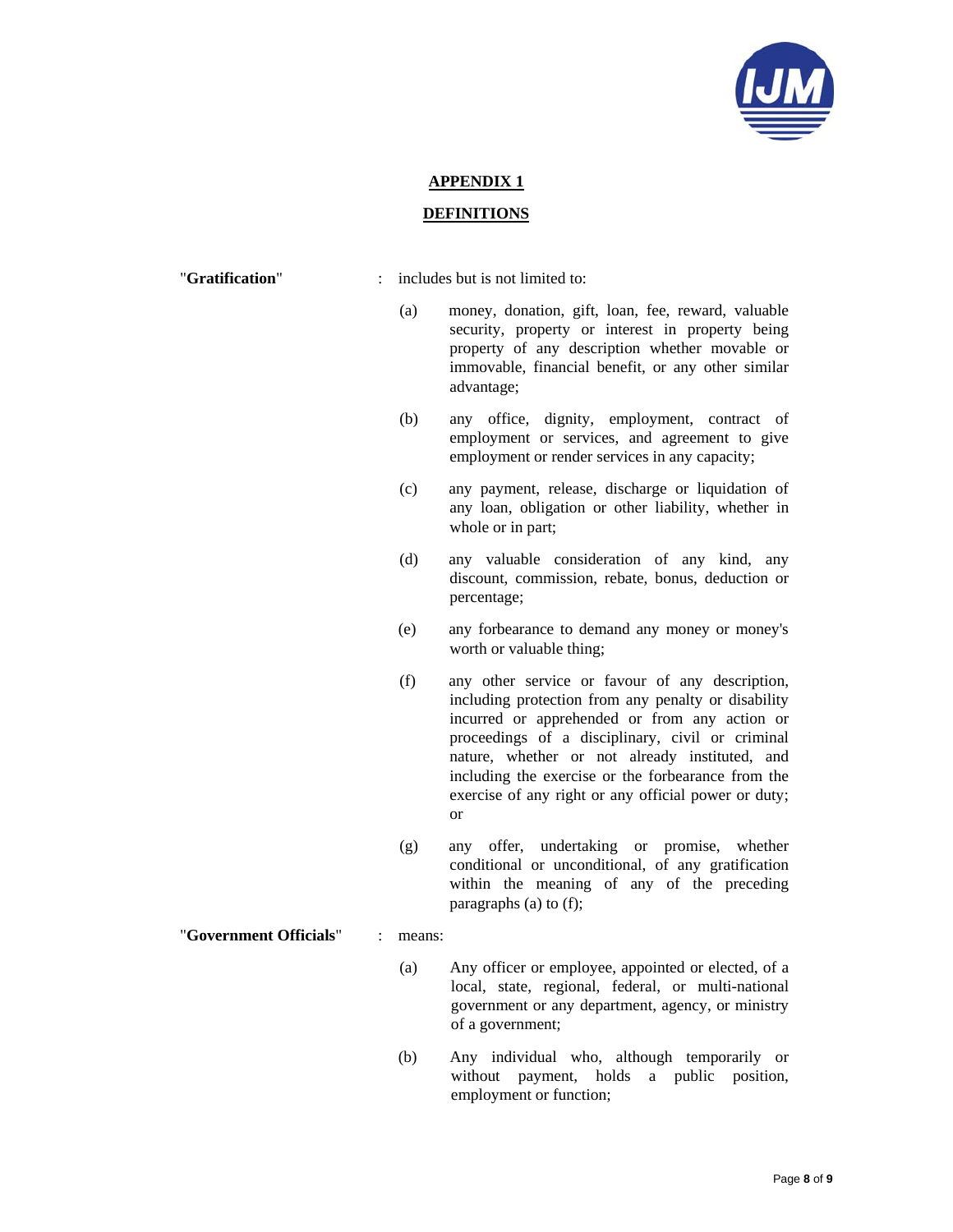## APPENDIX 1

## DEFINITIONS

"**Gratification**" : includes but is not limited to:

(a) money, donation, gift, loan, fee, reward, valuable security, property or interest in property being property of any description whether movable or immovable, financial benefit, or any other similar advantage;

(b) any office, dignity, employment, contract of employment or services, and agreement to give employment or render services in any capacity;

(c) any payment, release, discharge or liquidation of any loan, obligation or other liability, whether in whole or in part;

(d) any valuable consideration of any kind, any discount, commission, rebate, bonus, deduction or percentage;

(e) any forbearance to demand any money or money's worth or valuable thing;

(f) any other service or favour of any description, including protection from any penalty or disability incurred or apprehended or from any action or proceedings of a disciplinary, civil or criminal nature, whether or not already instituted, and including the exercise or the forbearance from the exercise of any right or any official power or duty; or

(g) any offer, undertaking or promise, whether conditional or unconditional, of any gratification within the meaning of any of the preceding paragraphs (a) to (f);

"**Government Officials**" : means:

(a) Any officer or employee, appointed or elected, of a local, state, regional, federal, or multi-national government or any department, agency, or ministry of a government;

(b) Any individual who, although temporarily or without payment, holds a public position, employment or function;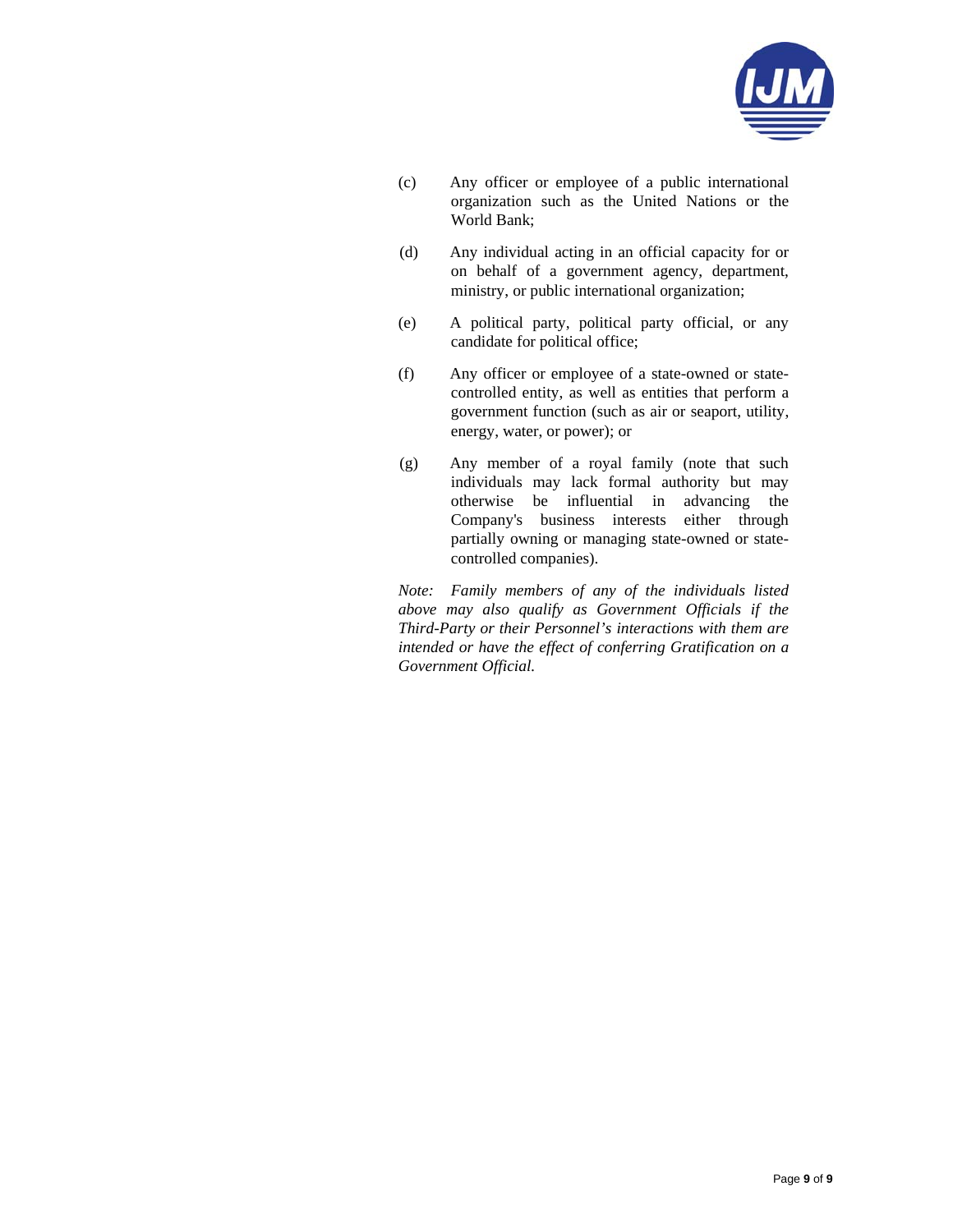(c) Any officer or employee of a public international organization such as the United Nations or the World Bank;

(d) Any individual acting in an official capacity for or on behalf of a government agency, department, ministry, or public international organization;

(e) A political party, political party official, or any candidate for political office;

(f) Any officer or employee of a state-owned or state-controlled entity, as well as entities that perform a government function (such as air or seaport, utility, energy, water, or power); or

(g) Any member of a royal family (note that such individuals may lack formal authority but may otherwise be influential in advancing the Company's business interests either through partially owning or managing state-owned or state-controlled companies).

*Note: Family members of any of the individuals listed above may also qualify as Government Officials if the Third-Party or their Personnel's interactions with them are intended or have the effect of conferring Gratification on a Government Official.*